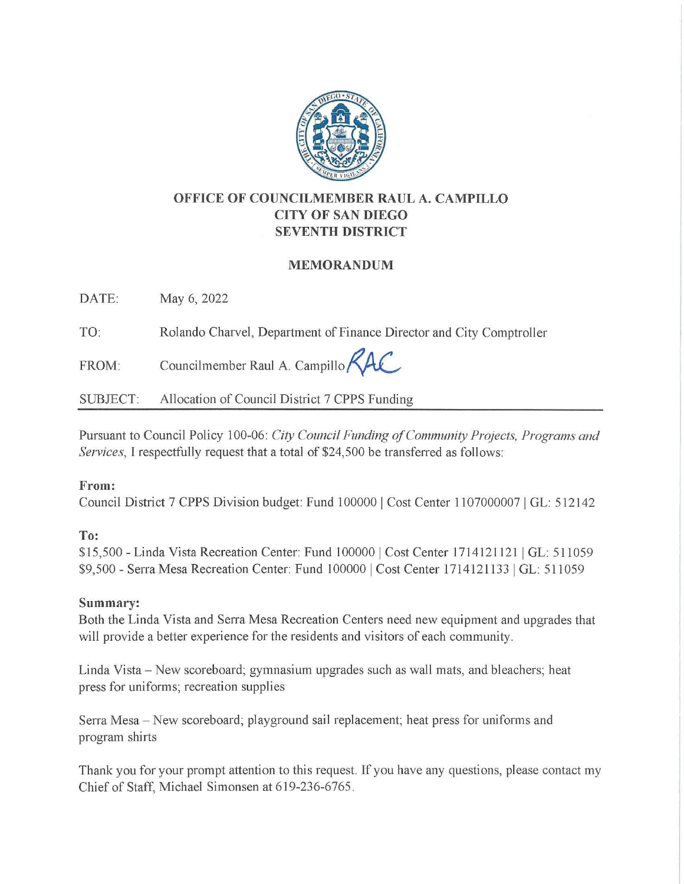**OFFICE OF COUNCILMEMBER RAUL A. CAMPILLO**
**CITY OF SAN DIEGO**
**SEVENTH DISTRICT**

## MEMORANDUM

DATE: May 6, 2022

TO: Rolando Charvel, Department of Finance Director and City Comptroller

FROM: Councilmember Raul A. Campillo RAC

SUBJECT: Allocation of Council District 7 CPPS Funding

Pursuant to Council Policy 100-06: *City Council Funding of Community Projects, Programs and Services*, I respectfully request that a total of $24,500 be transferred as follows:

**From:**
Council District 7 CPPS Division budget: Fund 100000 | Cost Center 1107000007 | GL: 512142

**To:**
$15,500 - Linda Vista Recreation Center: Fund 100000 | Cost Center 1714121121 | GL: 511059
$9,500 - Serra Mesa Recreation Center: Fund 100000 | Cost Center 1714121133 | GL: 511059

**Summary:**
Both the Linda Vista and Serra Mesa Recreation Centers need new equipment and upgrades that will provide a better experience for the residents and visitors of each community.

Linda Vista – New scoreboard; gymnasium upgrades such as wall mats, and bleachers; heat press for uniforms; recreation supplies

Serra Mesa – New scoreboard; playground sail replacement; heat press for uniforms and program shirts

Thank you for your prompt attention to this request. If you have any questions, please contact my Chief of Staff, Michael Simonsen at 619-236-6765.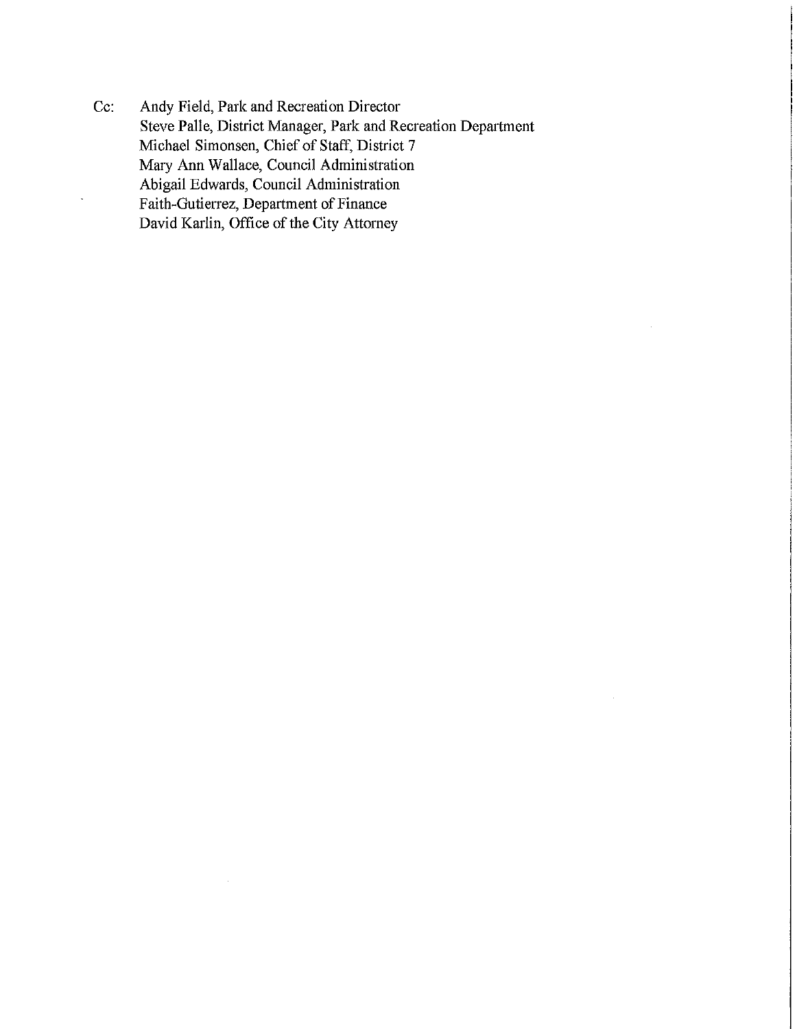Cc: Andy Field, Park and Recreation Director
Steve Palle, District Manager, Park and Recreation Department
Michael Simonsen, Chief of Staff, District 7
Mary Ann Wallace, Council Administration
Abigail Edwards, Council Administration
Faith-Gutierrez, Department of Finance
David Karlin, Office of the City Attorney